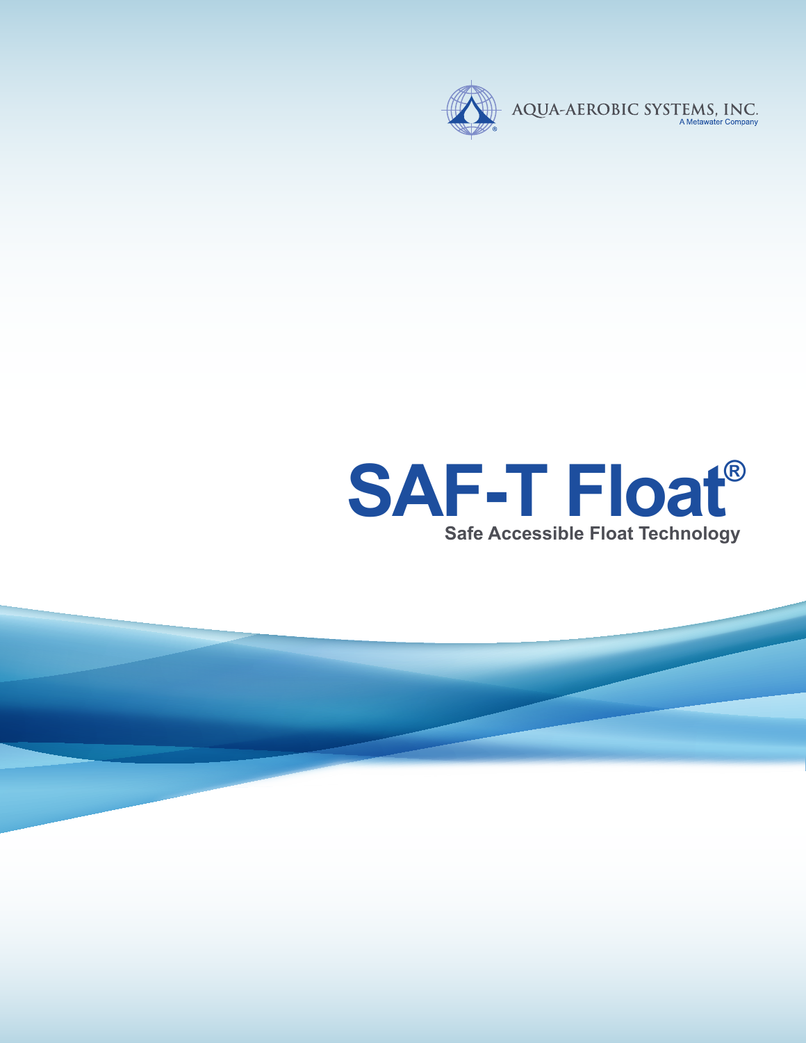AQUA-AEROBIC SYSTEMS, INC.
A Metawater Company

# SAF-T Float®

**Safe Accessible Float Technology**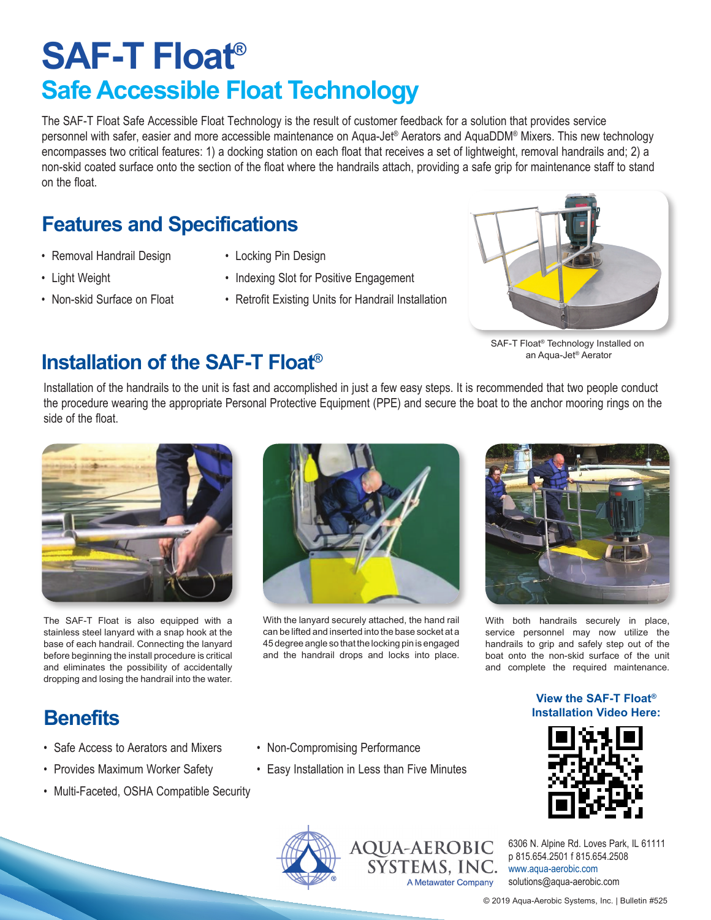# SAF-T Float®

## Safe Accessible Float Technology

The SAF-T Float Safe Accessible Float Technology is the result of customer feedback for a solution that provides service personnel with safer, easier and more accessible maintenance on Aqua-Jet® Aerators and AquaDDM® Mixers. This new technology encompasses two critical features: 1) a docking station on each float that receives a set of lightweight, removal handrails and; 2) a non-skid coated surface onto the section of the float where the handrails attach, providing a safe grip for maintenance staff to stand on the float.

## Features and Specifications

- Removal Handrail Design
- Light Weight
- Non-skid Surface on Float
- Locking Pin Design
- Indexing Slot for Positive Engagement
- Retrofit Existing Units for Handrail Installation

SAF-T Float® Technology Installed on an Aqua-Jet® Aerator

## Installation of the SAF-T Float®

Installation of the handrails to the unit is fast and accomplished in just a few easy steps. It is recommended that two people conduct the procedure wearing the appropriate Personal Protective Equipment (PPE) and secure the boat to the anchor mooring rings on the side of the float.

The SAF-T Float is also equipped with a stainless steel lanyard with a snap hook at the base of each handrail. Connecting the lanyard before beginning the install procedure is critical and eliminates the possibility of accidentally dropping and losing the handrail into the water.

With the lanyard securely attached, the hand rail can be lifted and inserted into the base socket at a 45 degree angle so that the locking pin is engaged and the handrail drops and locks into place.

With both handrails securely in place, service personnel may now utilize the handrails to grip and safely step out of the boat onto the non-skid surface of the unit and complete the required maintenance.

## Benefits

- Safe Access to Aerators and Mixers
- Provides Maximum Worker Safety
- Multi-Faceted, OSHA Compatible Security
- Non-Compromising Performance
- Easy Installation in Less than Five Minutes

**View the SAF-T Float® Installation Video Here:**

AQUA-AEROBIC SYSTEMS, INC.
A Metawater Company

6306 N. Alpine Rd. Loves Park, IL 61111
p 815.654.2501 f 815.654.2508
www.aqua-aerobic.com
solutions@aqua-aerobic.com

© 2019 Aqua-Aerobic Systems, Inc. | Bulletin #525